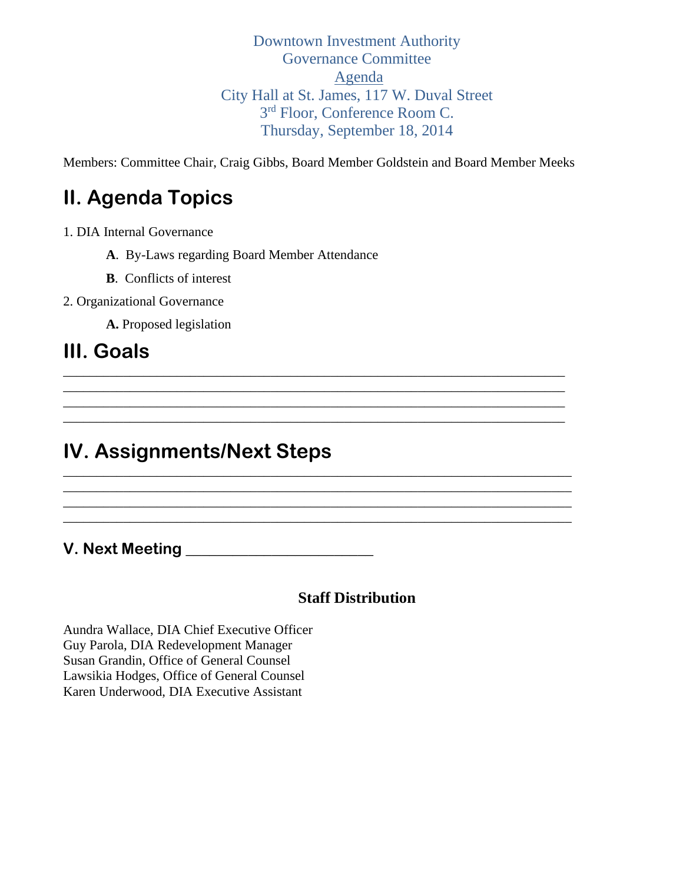Downtown Investment Authority
Governance Committee
Agenda
City Hall at St. James, 117 W. Duval Street
3rd Floor, Conference Room C.
Thursday, September 18, 2014

Members: Committee Chair, Craig Gibbs, Board Member Goldstein and Board Member Meeks

# II. Agenda Topics

1. DIA Internal Governance

    **A**. By-Laws regarding Board Member Attendance

    **B**. Conflicts of interest

2. Organizational Governance

    **A.** Proposed legislation

# III. Goals

________________________________________________________________________
________________________________________________________________________
________________________________________________________________________
________________________________________________________________________

# IV. Assignments/Next Steps

________________________________________________________________________
________________________________________________________________________
________________________________________________________________________
________________________________________________________________________

## V. Next Meeting ________________________

**Staff Distribution**

Aundra Wallace, DIA Chief Executive Officer
Guy Parola, DIA Redevelopment Manager
Susan Grandin, Office of General Counsel
Lawsikia Hodges, Office of General Counsel
Karen Underwood, DIA Executive Assistant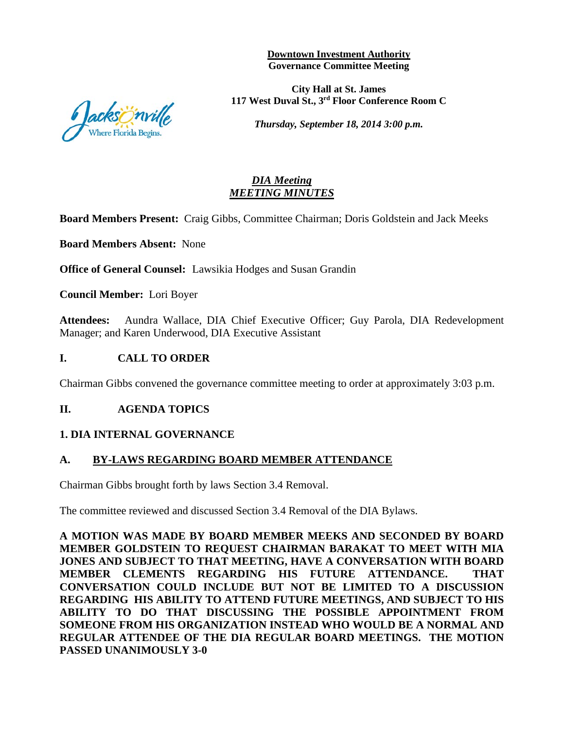**Downtown Investment Authority**
**Governance Committee Meeting**

**City Hall at St. James**
**117 West Duval St., 3rd Floor Conference Room C**

***Thursday, September 18, 2014 3:00 p.m.***

***DIA Meeting***
***MEETING MINUTES***

**Board Members Present:** Craig Gibbs, Committee Chairman; Doris Goldstein and Jack Meeks

**Board Members Absent:** None

**Office of General Counsel:** Lawsikia Hodges and Susan Grandin

**Council Member:** Lori Boyer

**Attendees:** Aundra Wallace, DIA Chief Executive Officer; Guy Parola, DIA Redevelopment Manager; and Karen Underwood, DIA Executive Assistant

## I. CALL TO ORDER

Chairman Gibbs convened the governance committee meeting to order at approximately 3:03 p.m.

## II. AGENDA TOPICS

### 1. DIA INTERNAL GOVERNANCE

### A. BY-LAWS REGARDING BOARD MEMBER ATTENDANCE

Chairman Gibbs brought forth by laws Section 3.4 Removal.

The committee reviewed and discussed Section 3.4 Removal of the DIA Bylaws.

**A MOTION WAS MADE BY BOARD MEMBER MEEKS AND SECONDED BY BOARD MEMBER GOLDSTEIN TO REQUEST CHAIRMAN BARAKAT TO MEET WITH MIA JONES AND SUBJECT TO THAT MEETING, HAVE A CONVERSATION WITH BOARD MEMBER CLEMENTS REGARDING HIS FUTURE ATTENDANCE. THAT CONVERSATION COULD INCLUDE BUT NOT BE LIMITED TO A DISCUSSION REGARDING HIS ABILITY TO ATTEND FUTURE MEETINGS, AND SUBJECT TO HIS ABILITY TO DO THAT DISCUSSING THE POSSIBLE APPOINTMENT FROM SOMEONE FROM HIS ORGANIZATION INSTEAD WHO WOULD BE A NORMAL AND REGULAR ATTENDEE OF THE DIA REGULAR BOARD MEETINGS. THE MOTION PASSED UNANIMOUSLY 3-0**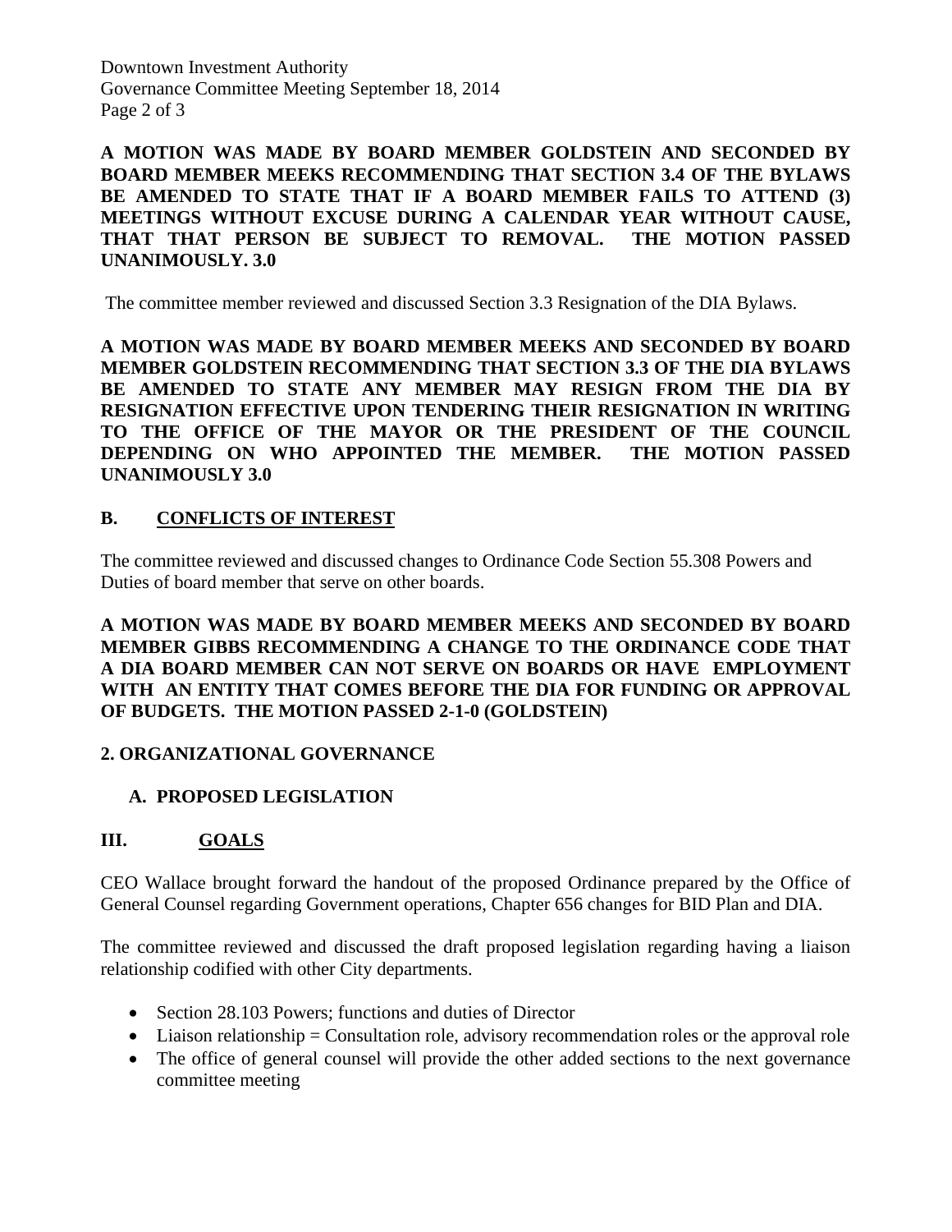**A MOTION WAS MADE BY BOARD MEMBER GOLDSTEIN AND SECONDED BY BOARD MEMBER MEEKS RECOMMENDING THAT SECTION 3.4 OF THE BYLAWS BE AMENDED TO STATE THAT IF A BOARD MEMBER FAILS TO ATTEND (3) MEETINGS WITHOUT EXCUSE DURING A CALENDAR YEAR WITHOUT CAUSE, THAT THAT PERSON BE SUBJECT TO REMOVAL. THE MOTION PASSED UNANIMOUSLY. 3.0**

The committee member reviewed and discussed Section 3.3 Resignation of the DIA Bylaws.

**A MOTION WAS MADE BY BOARD MEMBER MEEKS AND SECONDED BY BOARD MEMBER GOLDSTEIN RECOMMENDING THAT SECTION 3.3 OF THE DIA BYLAWS BE AMENDED TO STATE ANY MEMBER MAY RESIGN FROM THE DIA BY RESIGNATION EFFECTIVE UPON TENDERING THEIR RESIGNATION IN WRITING TO THE OFFICE OF THE MAYOR OR THE PRESIDENT OF THE COUNCIL DEPENDING ON WHO APPOINTED THE MEMBER. THE MOTION PASSED UNANIMOUSLY 3.0**

## B. CONFLICTS OF INTEREST

The committee reviewed and discussed changes to Ordinance Code Section 55.308 Powers and Duties of board member that serve on other boards.

**A MOTION WAS MADE BY BOARD MEMBER MEEKS AND SECONDED BY BOARD MEMBER GIBBS RECOMMENDING A CHANGE TO THE ORDINANCE CODE THAT A DIA BOARD MEMBER CAN NOT SERVE ON BOARDS OR HAVE EMPLOYMENT WITH AN ENTITY THAT COMES BEFORE THE DIA FOR FUNDING OR APPROVAL OF BUDGETS. THE MOTION PASSED 2-1-0 (GOLDSTEIN)**

## 2. ORGANIZATIONAL GOVERNANCE

### A. PROPOSED LEGISLATION

## III. GOALS

CEO Wallace brought forward the handout of the proposed Ordinance prepared by the Office of General Counsel regarding Government operations, Chapter 656 changes for BID Plan and DIA.

The committee reviewed and discussed the draft proposed legislation regarding having a liaison relationship codified with other City departments.

- Section 28.103 Powers; functions and duties of Director
- Liaison relationship = Consultation role, advisory recommendation roles or the approval role
- The office of general counsel will provide the other added sections to the next governance committee meeting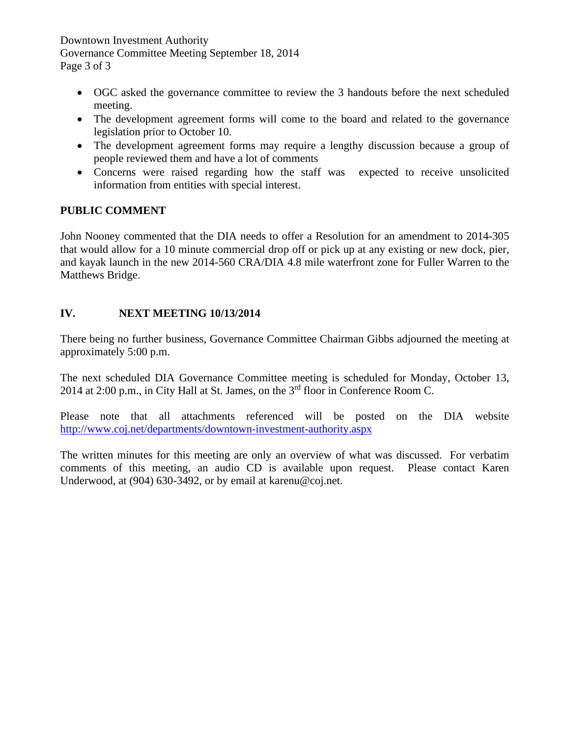- OGC asked the governance committee to review the 3 handouts before the next scheduled meeting.
- The development agreement forms will come to the board and related to the governance legislation prior to October 10.
- The development agreement forms may require a lengthy discussion because a group of people reviewed them and have a lot of comments
- Concerns were raised regarding how the staff was expected to receive unsolicited information from entities with special interest.

**PUBLIC COMMENT**

John Nooney commented that the DIA needs to offer a Resolution for an amendment to 2014-305 that would allow for a 10 minute commercial drop off or pick up at any existing or new dock, pier, and kayak launch in the new 2014-560 CRA/DIA 4.8 mile waterfront zone for Fuller Warren to the Matthews Bridge.

## IV. NEXT MEETING 10/13/2014

There being no further business, Governance Committee Chairman Gibbs adjourned the meeting at approximately 5:00 p.m.

The next scheduled DIA Governance Committee meeting is scheduled for Monday, October 13, 2014 at 2:00 p.m., in City Hall at St. James, on the 3rd floor in Conference Room C.

Please note that all attachments referenced will be posted on the DIA website http://www.coj.net/departments/downtown-investment-authority.aspx

The written minutes for this meeting are only an overview of what was discussed. For verbatim comments of this meeting, an audio CD is available upon request. Please contact Karen Underwood, at (904) 630-3492, or by email at karenu@coj.net.